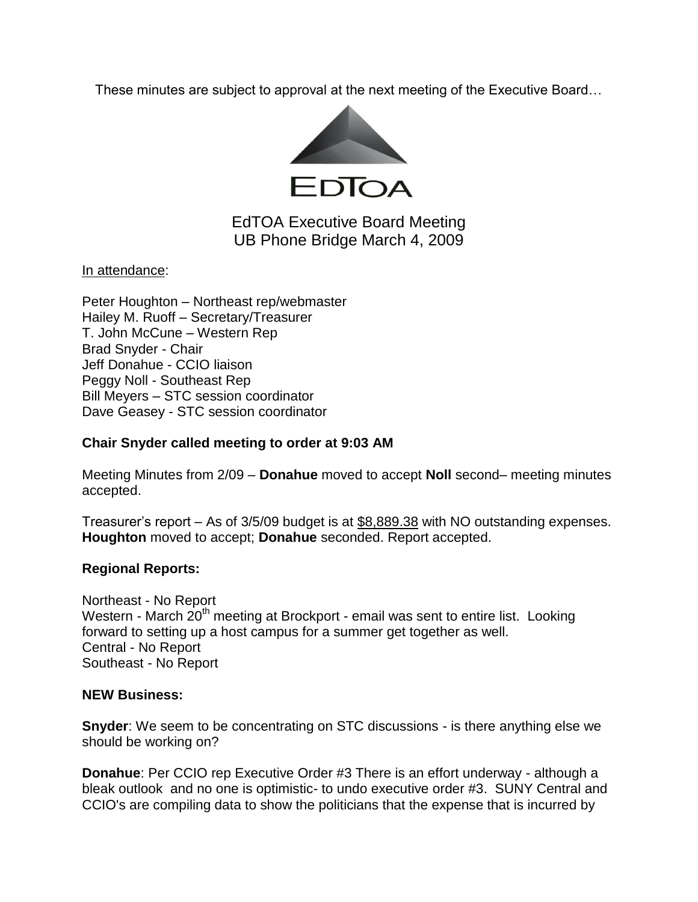These minutes are subject to approval at the next meeting of the Executive Board…

EDTOA

EdTOA Executive Board Meeting
UB Phone Bridge March 4, 2009

In attendance:

Peter Houghton – Northeast rep/webmaster
Hailey M. Ruoff – Secretary/Treasurer
T. John McCune – Western Rep
Brad Snyder - Chair
Jeff Donahue - CCIO liaison
Peggy Noll - Southeast Rep
Bill Meyers – STC session coordinator
Dave Geasey - STC session coordinator

**Chair Snyder called meeting to order at 9:03 AM**

Meeting Minutes from 2/09 – **Donahue** moved to accept **Noll** second– meeting minutes accepted.

Treasurer's report – As of 3/5/09 budget is at $8,889.38 with NO outstanding expenses. **Houghton** moved to accept; **Donahue** seconded. Report accepted.

**Regional Reports:**

Northeast - No Report
Western - March 20th meeting at Brockport - email was sent to entire list. Looking forward to setting up a host campus for a summer get together as well.
Central - No Report
Southeast - No Report

**NEW Business:**

**Snyder**: We seem to be concentrating on STC discussions - is there anything else we should be working on?

**Donahue**: Per CCIO rep Executive Order #3 There is an effort underway - although a bleak outlook and no one is optimistic- to undo executive order #3. SUNY Central and CCIO's are compiling data to show the politicians that the expense that is incurred by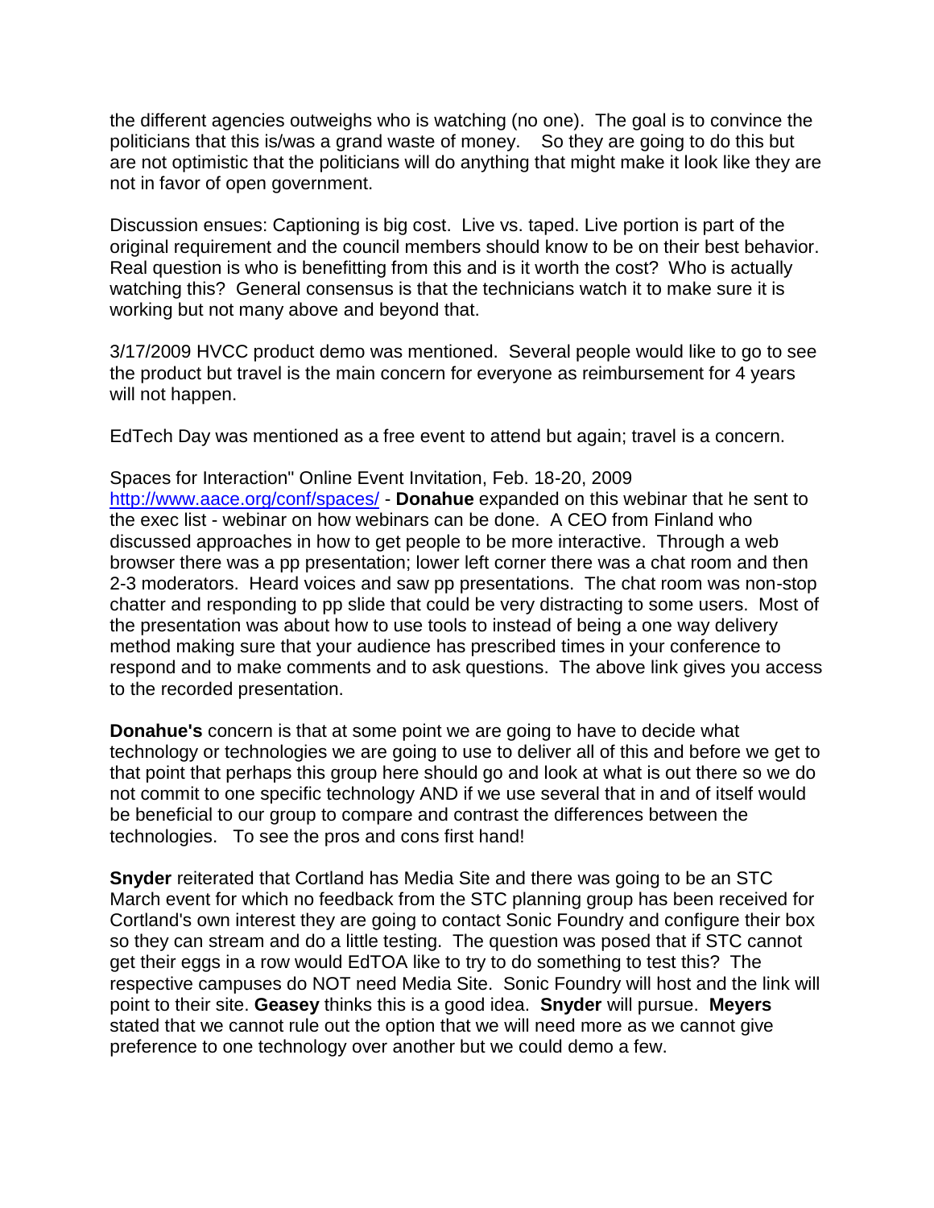the different agencies outweighs who is watching (no one). The goal is to convince the politicians that this is/was a grand waste of money. So they are going to do this but are not optimistic that the politicians will do anything that might make it look like they are not in favor of open government.

Discussion ensues: Captioning is big cost. Live vs. taped. Live portion is part of the original requirement and the council members should know to be on their best behavior. Real question is who is benefitting from this and is it worth the cost? Who is actually watching this? General consensus is that the technicians watch it to make sure it is working but not many above and beyond that.

3/17/2009 HVCC product demo was mentioned. Several people would like to go to see the product but travel is the main concern for everyone as reimbursement for 4 years will not happen.

EdTech Day was mentioned as a free event to attend but again; travel is a concern.

Spaces for Interaction" Online Event Invitation, Feb. 18-20, 2009
http://www.aace.org/conf/spaces/ - **Donahue** expanded on this webinar that he sent to the exec list - webinar on how webinars can be done. A CEO from Finland who discussed approaches in how to get people to be more interactive. Through a web browser there was a pp presentation; lower left corner there was a chat room and then 2-3 moderators. Heard voices and saw pp presentations. The chat room was non-stop chatter and responding to pp slide that could be very distracting to some users. Most of the presentation was about how to use tools to instead of being a one way delivery method making sure that your audience has prescribed times in your conference to respond and to make comments and to ask questions. The above link gives you access to the recorded presentation.

**Donahue's** concern is that at some point we are going to have to decide what technology or technologies we are going to use to deliver all of this and before we get to that point that perhaps this group here should go and look at what is out there so we do not commit to one specific technology AND if we use several that in and of itself would be beneficial to our group to compare and contrast the differences between the technologies. To see the pros and cons first hand!

**Snyder** reiterated that Cortland has Media Site and there was going to be an STC March event for which no feedback from the STC planning group has been received for Cortland's own interest they are going to contact Sonic Foundry and configure their box so they can stream and do a little testing. The question was posed that if STC cannot get their eggs in a row would EdTOA like to try to do something to test this? The respective campuses do NOT need Media Site. Sonic Foundry will host and the link will point to their site. **Geasey** thinks this is a good idea. **Snyder** will pursue. **Meyers** stated that we cannot rule out the option that we will need more as we cannot give preference to one technology over another but we could demo a few.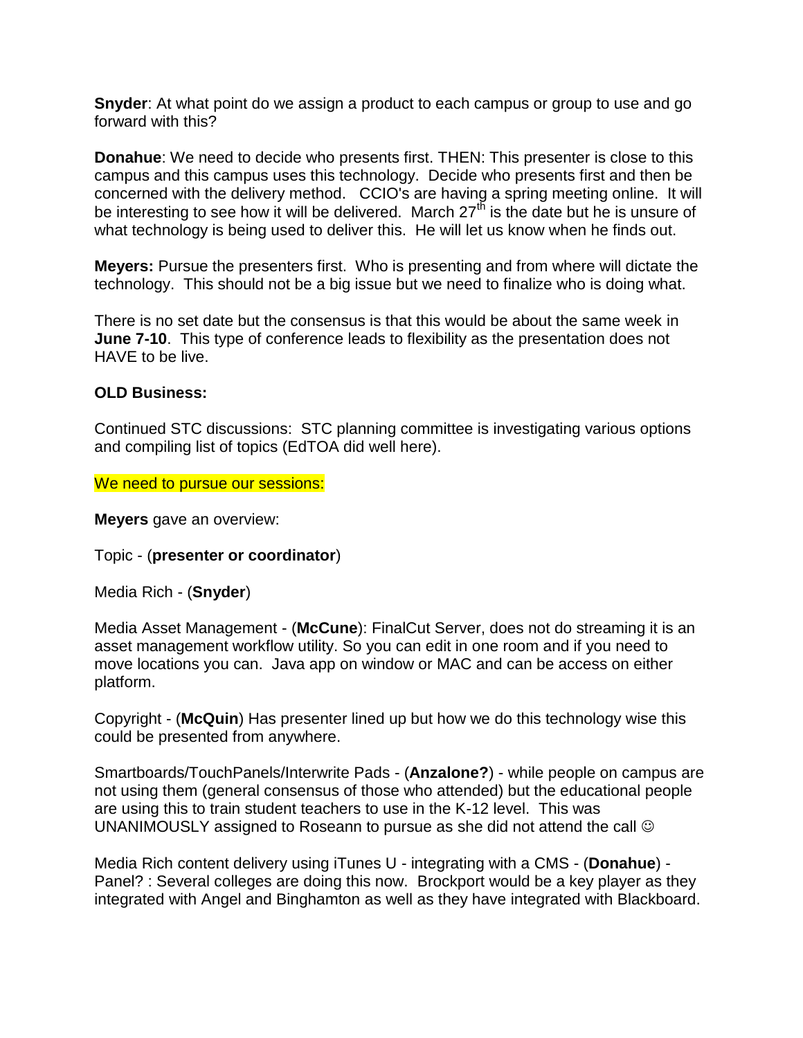**Snyder**: At what point do we assign a product to each campus or group to use and go forward with this?

**Donahue**: We need to decide who presents first. THEN: This presenter is close to this campus and this campus uses this technology. Decide who presents first and then be concerned with the delivery method. CCIO's are having a spring meeting online. It will be interesting to see how it will be delivered. March 27th is the date but he is unsure of what technology is being used to deliver this. He will let us know when he finds out.

**Meyers:** Pursue the presenters first. Who is presenting and from where will dictate the technology. This should not be a big issue but we need to finalize who is doing what.

There is no set date but the consensus is that this would be about the same week in **June 7-10**. This type of conference leads to flexibility as the presentation does not HAVE to be live.

**OLD Business:**

Continued STC discussions: STC planning committee is investigating various options and compiling list of topics (EdTOA did well here).

We need to pursue our sessions:

**Meyers** gave an overview:

Topic - (**presenter or coordinator**)

Media Rich - (**Snyder**)

Media Asset Management - (**McCune**): FinalCut Server, does not do streaming it is an asset management workflow utility. So you can edit in one room and if you need to move locations you can. Java app on window or MAC and can be access on either platform.

Copyright - (**McQuin**) Has presenter lined up but how we do this technology wise this could be presented from anywhere.

Smartboards/TouchPanels/Interwrite Pads - (**Anzalone?**) - while people on campus are not using them (general consensus of those who attended) but the educational people are using this to train student teachers to use in the K-12 level. This was UNANIMOUSLY assigned to Roseann to pursue as she did not attend the call ☺

Media Rich content delivery using iTunes U - integrating with a CMS - (**Donahue**) - Panel? : Several colleges are doing this now. Brockport would be a key player as they integrated with Angel and Binghamton as well as they have integrated with Blackboard.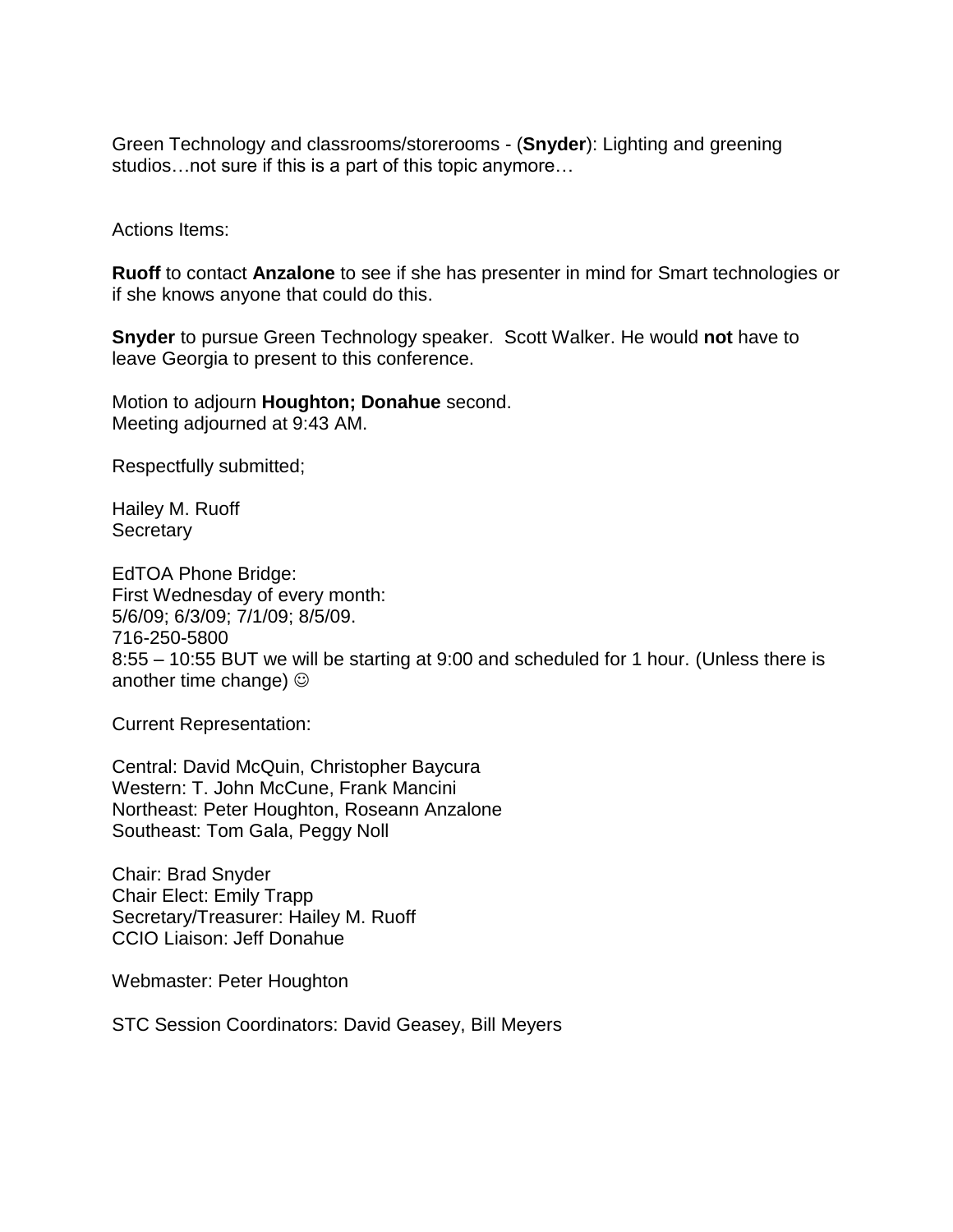Green Technology and classrooms/storerooms - (**Snyder**): Lighting and greening studios…not sure if this is a part of this topic anymore…

Actions Items:

**Ruoff** to contact **Anzalone** to see if she has presenter in mind for Smart technologies or if she knows anyone that could do this.

**Snyder** to pursue Green Technology speaker. Scott Walker. He would **not** have to leave Georgia to present to this conference.

Motion to adjourn **Houghton; Donahue** second.
Meeting adjourned at 9:43 AM.

Respectfully submitted;

Hailey M. Ruoff
Secretary

EdTOA Phone Bridge:
First Wednesday of every month:
5/6/09; 6/3/09; 7/1/09; 8/5/09.
716-250-5800
8:55 – 10:55 BUT we will be starting at 9:00 and scheduled for 1 hour. (Unless there is another time change) ☺

Current Representation:

Central: David McQuin, Christopher Baycura
Western: T. John McCune, Frank Mancini
Northeast: Peter Houghton, Roseann Anzalone
Southeast: Tom Gala, Peggy Noll

Chair: Brad Snyder
Chair Elect: Emily Trapp
Secretary/Treasurer: Hailey M. Ruoff
CCIO Liaison: Jeff Donahue

Webmaster: Peter Houghton

STC Session Coordinators: David Geasey, Bill Meyers